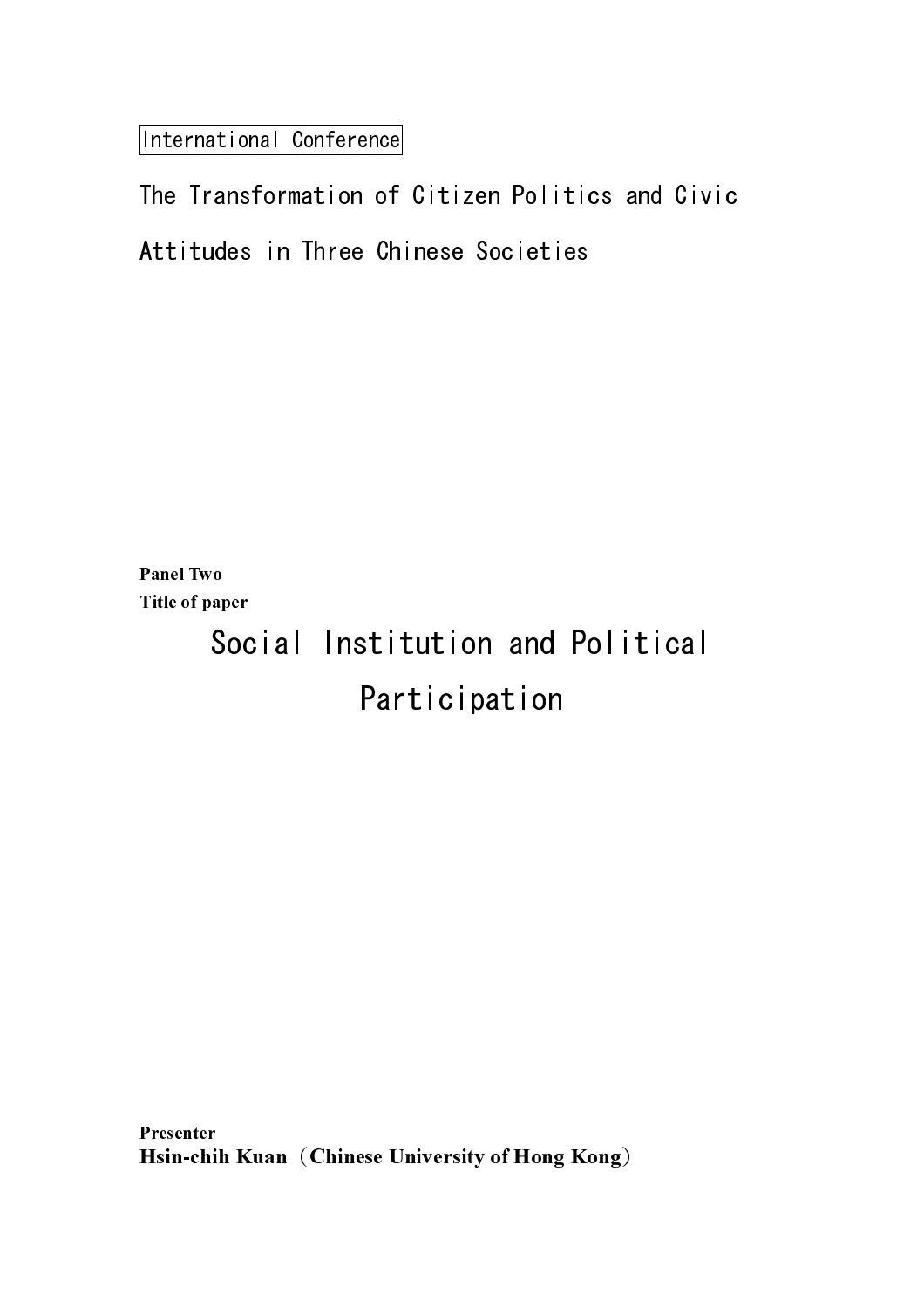International Conference

The Transformation of Citizen Politics and Civic Attitudes in Three Chinese Societies

**Panel Two**

**Title of paper**

# Social Institution and Political Participation

**Presenter**

**Hsin-chih Kuan（Chinese University of Hong Kong）**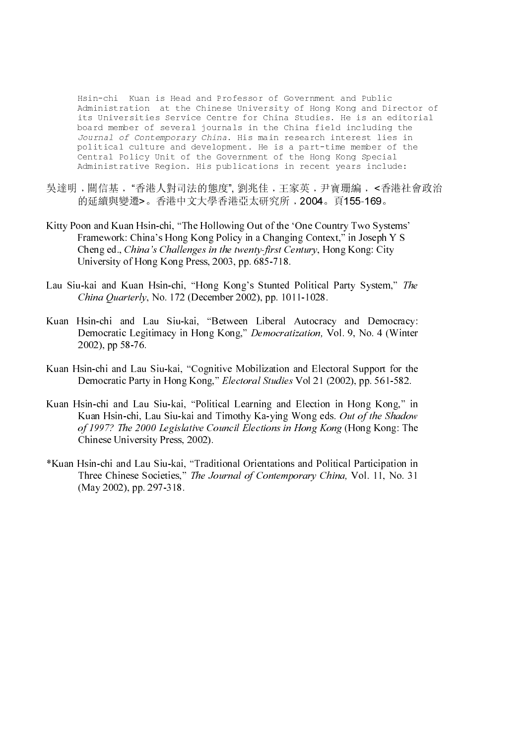Hsin-chi Kuan is Head and Professor of Government and Public Administration at the Chinese University of Hong Kong and Director of its Universities Service Centre for China Studies. He is an editorial board member of several journals in the China field including the *Journal of Contemporary China*. His main research interest lies in political culture and development. He is a part-time member of the Central Policy Unit of the Government of the Hong Kong Special Administrative Region. His publications in recent years include:

吳達明，關信基，"香港人對司法的態度", 劉兆佳，王家英，尹寶珊編，<香港社會政治的延續與變遷>。香港中文大學香港亞太研究所，2004。頁155-169。

Kitty Poon and Kuan Hsin-chi, "The Hollowing Out of the 'One Country Two Systems' Framework: China's Hong Kong Policy in a Changing Context," in Joseph Y S Cheng ed., *China's Challenges in the twenty-first Century*, Hong Kong: City University of Hong Kong Press, 2003, pp. 685-718.

Lau Siu-kai and Kuan Hsin-chi, "Hong Kong's Stunted Political Party System," *The China Quarterly*, No. 172 (December 2002), pp. 1011-1028.

Kuan Hsin-chi and Lau Siu-kai, "Between Liberal Autocracy and Democracy: Democratic Legitimacy in Hong Kong," *Democratization,* Vol. 9, No. 4 (Winter 2002), pp 58-76.

Kuan Hsin-chi and Lau Siu-kai, "Cognitive Mobilization and Electoral Support for the Democratic Party in Hong Kong," *Electoral Studies* Vol 21 (2002), pp. 561-582.

Kuan Hsin-chi and Lau Siu-kai, "Political Learning and Election in Hong Kong," in Kuan Hsin-chi, Lau Siu-kai and Timothy Ka-ying Wong eds. *Out of the Shadow of 1997? The 2000 Legislative Council Elections in Hong Kong* (Hong Kong: The Chinese University Press, 2002).

*Kuan Hsin-chi and Lau Siu-kai, "Traditional Orientations and Political Participation in Three Chinese Societies," *The Journal of Contemporary China,* Vol. 11, No. 31 (May 2002), pp. 297-318.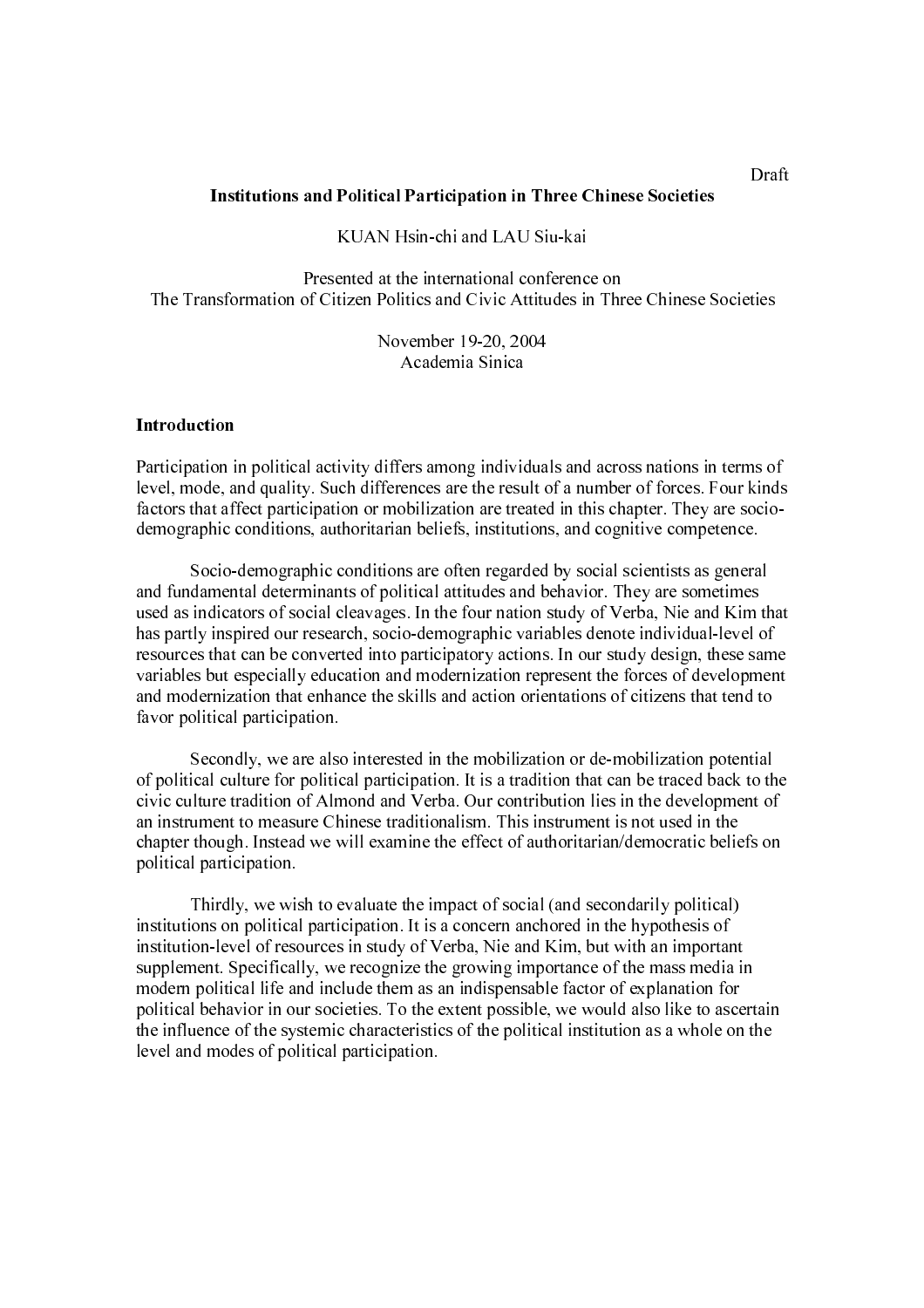Draft

**Institutions and Political Participation in Three Chinese Societies**

KUAN Hsin-chi and LAU Siu-kai

Presented at the international conference on
The Transformation of Citizen Politics and Civic Attitudes in Three Chinese Societies

November 19-20, 2004
Academia Sinica

## Introduction

Participation in political activity differs among individuals and across nations in terms of level, mode, and quality. Such differences are the result of a number of forces. Four kinds factors that affect participation or mobilization are treated in this chapter. They are socio-demographic conditions, authoritarian beliefs, institutions, and cognitive competence.

Socio-demographic conditions are often regarded by social scientists as general and fundamental determinants of political attitudes and behavior. They are sometimes used as indicators of social cleavages. In the four nation study of Verba, Nie and Kim that has partly inspired our research, socio-demographic variables denote individual-level of resources that can be converted into participatory actions. In our study design, these same variables but especially education and modernization represent the forces of development and modernization that enhance the skills and action orientations of citizens that tend to favor political participation.

Secondly, we are also interested in the mobilization or de-mobilization potential of political culture for political participation. It is a tradition that can be traced back to the civic culture tradition of Almond and Verba. Our contribution lies in the development of an instrument to measure Chinese traditionalism. This instrument is not used in the chapter though. Instead we will examine the effect of authoritarian/democratic beliefs on political participation.

Thirdly, we wish to evaluate the impact of social (and secondarily political) institutions on political participation. It is a concern anchored in the hypothesis of institution-level of resources in study of Verba, Nie and Kim, but with an important supplement. Specifically, we recognize the growing importance of the mass media in modern political life and include them as an indispensable factor of explanation for political behavior in our societies. To the extent possible, we would also like to ascertain the influence of the systemic characteristics of the political institution as a whole on the level and modes of political participation.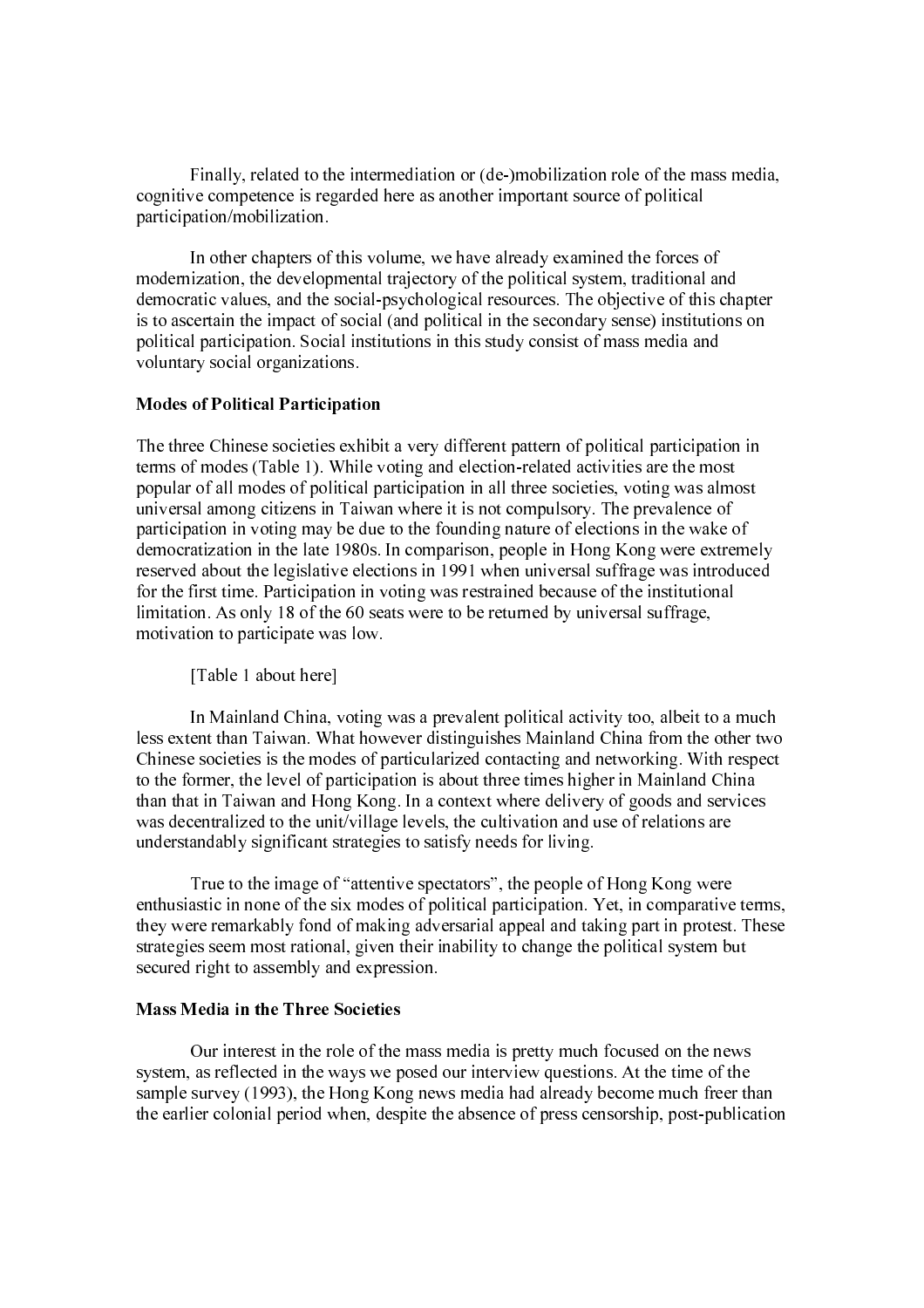Finally, related to the intermediation or (de-)mobilization role of the mass media, cognitive competence is regarded here as another important source of political participation/mobilization.

In other chapters of this volume, we have already examined the forces of modernization, the developmental trajectory of the political system, traditional and democratic values, and the social-psychological resources. The objective of this chapter is to ascertain the impact of social (and political in the secondary sense) institutions on political participation. Social institutions in this study consist of mass media and voluntary social organizations.

**Modes of Political Participation**

The three Chinese societies exhibit a very different pattern of political participation in terms of modes (Table 1). While voting and election-related activities are the most popular of all modes of political participation in all three societies, voting was almost universal among citizens in Taiwan where it is not compulsory. The prevalence of participation in voting may be due to the founding nature of elections in the wake of democratization in the late 1980s. In comparison, people in Hong Kong were extremely reserved about the legislative elections in 1991 when universal suffrage was introduced for the first time. Participation in voting was restrained because of the institutional limitation. As only 18 of the 60 seats were to be returned by universal suffrage, motivation to participate was low.

[Table 1 about here]

In Mainland China, voting was a prevalent political activity too, albeit to a much less extent than Taiwan. What however distinguishes Mainland China from the other two Chinese societies is the modes of particularized contacting and networking. With respect to the former, the level of participation is about three times higher in Mainland China than that in Taiwan and Hong Kong. In a context where delivery of goods and services was decentralized to the unit/village levels, the cultivation and use of relations are understandably significant strategies to satisfy needs for living.

True to the image of "attentive spectators", the people of Hong Kong were enthusiastic in none of the six modes of political participation. Yet, in comparative terms, they were remarkably fond of making adversarial appeal and taking part in protest. These strategies seem most rational, given their inability to change the political system but secured right to assembly and expression.

**Mass Media in the Three Societies**

Our interest in the role of the mass media is pretty much focused on the news system, as reflected in the ways we posed our interview questions. At the time of the sample survey (1993), the Hong Kong news media had already become much freer than the earlier colonial period when, despite the absence of press censorship, post-publication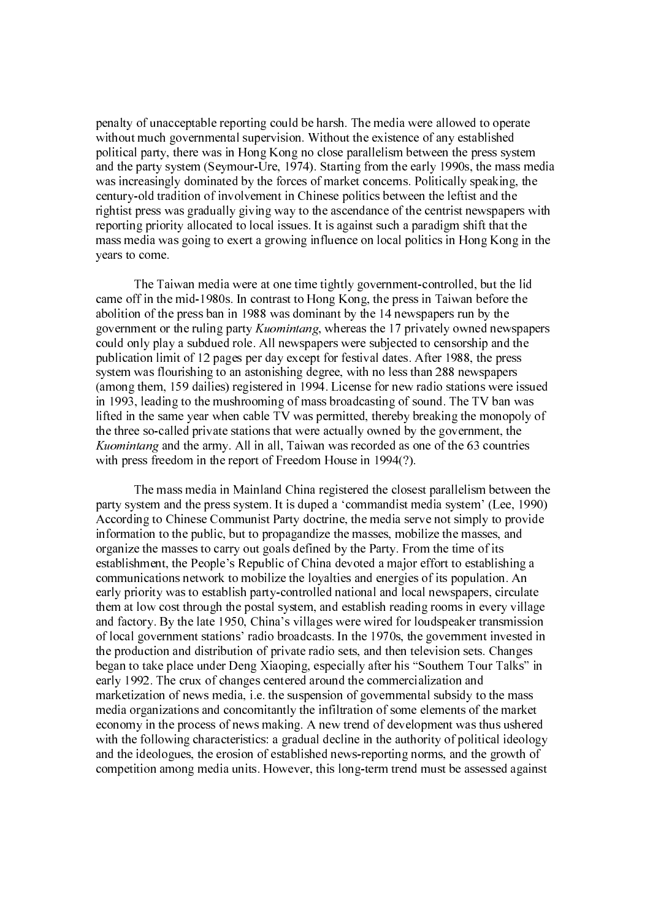penalty of unacceptable reporting could be harsh. The media were allowed to operate without much governmental supervision. Without the existence of any established political party, there was in Hong Kong no close parallelism between the press system and the party system (Seymour-Ure, 1974). Starting from the early 1990s, the mass media was increasingly dominated by the forces of market concerns. Politically speaking, the century-old tradition of involvement in Chinese politics between the leftist and the rightist press was gradually giving way to the ascendance of the centrist newspapers with reporting priority allocated to local issues. It is against such a paradigm shift that the mass media was going to exert a growing influence on local politics in Hong Kong in the years to come.

The Taiwan media were at one time tightly government-controlled, but the lid came off in the mid-1980s. In contrast to Hong Kong, the press in Taiwan before the abolition of the press ban in 1988 was dominant by the 14 newspapers run by the government or the ruling party *Kuomintang*, whereas the 17 privately owned newspapers could only play a subdued role. All newspapers were subjected to censorship and the publication limit of 12 pages per day except for festival dates. After 1988, the press system was flourishing to an astonishing degree, with no less than 288 newspapers (among them, 159 dailies) registered in 1994. License for new radio stations were issued in 1993, leading to the mushrooming of mass broadcasting of sound. The TV ban was lifted in the same year when cable TV was permitted, thereby breaking the monopoly of the three so-called private stations that were actually owned by the government, the *Kuomintang* and the army. All in all, Taiwan was recorded as one of the 63 countries with press freedom in the report of Freedom House in 1994(?).

The mass media in Mainland China registered the closest parallelism between the party system and the press system. It is duped a 'commandist media system' (Lee, 1990) According to Chinese Communist Party doctrine, the media serve not simply to provide information to the public, but to propagandize the masses, mobilize the masses, and organize the masses to carry out goals defined by the Party. From the time of its establishment, the People's Republic of China devoted a major effort to establishing a communications network to mobilize the loyalties and energies of its population. An early priority was to establish party-controlled national and local newspapers, circulate them at low cost through the postal system, and establish reading rooms in every village and factory. By the late 1950, China's villages were wired for loudspeaker transmission of local government stations' radio broadcasts. In the 1970s, the government invested in the production and distribution of private radio sets, and then television sets. Changes began to take place under Deng Xiaoping, especially after his "Southern Tour Talks" in early 1992. The crux of changes centered around the commercialization and marketization of news media, i.e. the suspension of governmental subsidy to the mass media organizations and concomitantly the infiltration of some elements of the market economy in the process of news making. A new trend of development was thus ushered with the following characteristics: a gradual decline in the authority of political ideology and the ideologues, the erosion of established news-reporting norms, and the growth of competition among media units. However, this long-term trend must be assessed against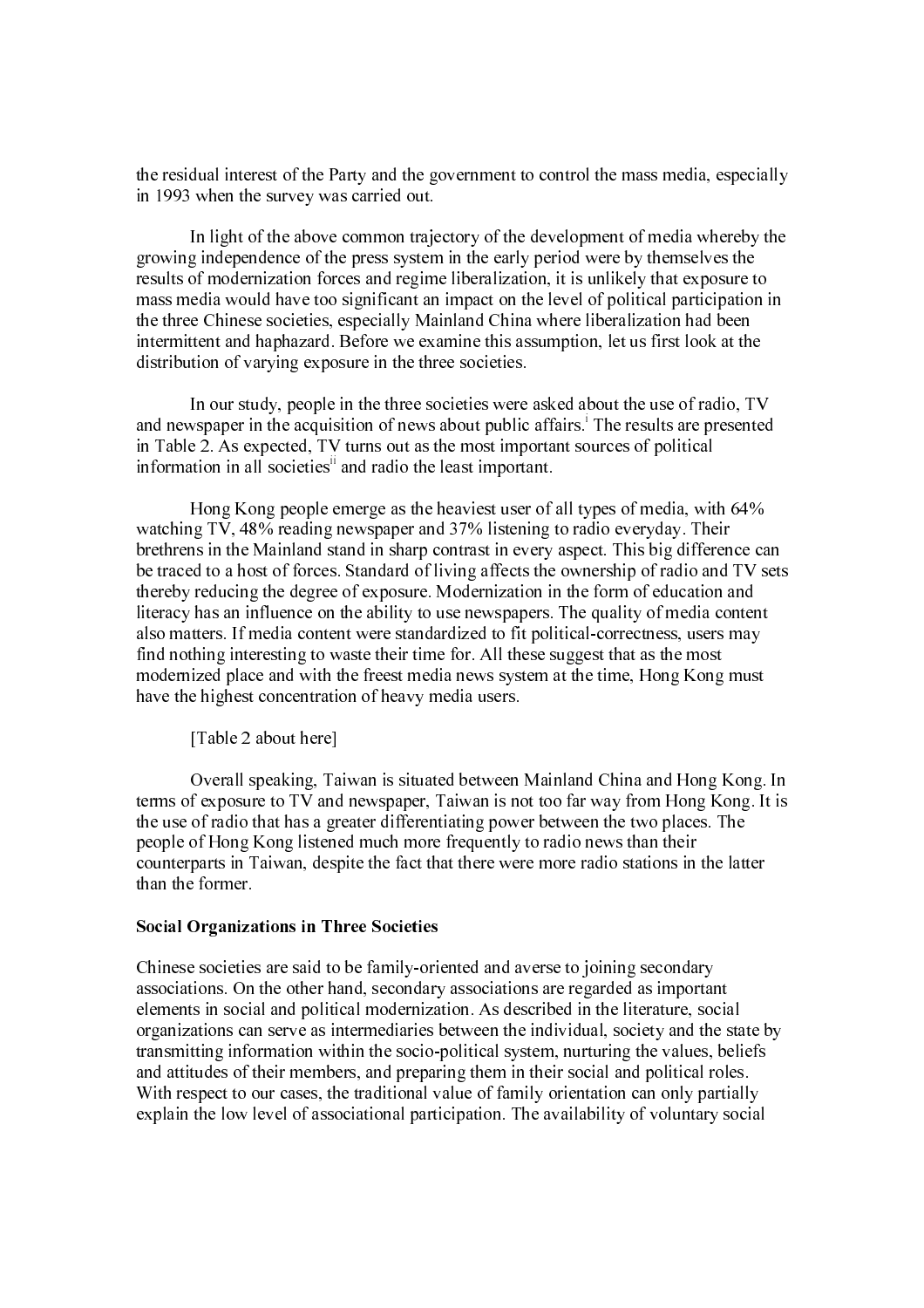the residual interest of the Party and the government to control the mass media, especially in 1993 when the survey was carried out.

In light of the above common trajectory of the development of media whereby the growing independence of the press system in the early period were by themselves the results of modernization forces and regime liberalization, it is unlikely that exposure to mass media would have too significant an impact on the level of political participation in the three Chinese societies, especially Mainland China where liberalization had been intermittent and haphazard. Before we examine this assumption, let us first look at the distribution of varying exposure in the three societies.

In our study, people in the three societies were asked about the use of radio, TV and newspaper in the acquisition of news about public affairs.[i] The results are presented in Table 2. As expected, TV turns out as the most important sources of political information in all societies[ii] and radio the least important.

Hong Kong people emerge as the heaviest user of all types of media, with 64% watching TV, 48% reading newspaper and 37% listening to radio everyday. Their brethrens in the Mainland stand in sharp contrast in every aspect. This big difference can be traced to a host of forces. Standard of living affects the ownership of radio and TV sets thereby reducing the degree of exposure. Modernization in the form of education and literacy has an influence on the ability to use newspapers. The quality of media content also matters. If media content were standardized to fit political-correctness, users may find nothing interesting to waste their time for. All these suggest that as the most modernized place and with the freest media news system at the time, Hong Kong must have the highest concentration of heavy media users.

[Table 2 about here]

Overall speaking, Taiwan is situated between Mainland China and Hong Kong. In terms of exposure to TV and newspaper, Taiwan is not too far way from Hong Kong. It is the use of radio that has a greater differentiating power between the two places. The people of Hong Kong listened much more frequently to radio news than their counterparts in Taiwan, despite the fact that there were more radio stations in the latter than the former.

**Social Organizations in Three Societies**

Chinese societies are said to be family-oriented and averse to joining secondary associations. On the other hand, secondary associations are regarded as important elements in social and political modernization. As described in the literature, social organizations can serve as intermediaries between the individual, society and the state by transmitting information within the socio-political system, nurturing the values, beliefs and attitudes of their members, and preparing them in their social and political roles. With respect to our cases, the traditional value of family orientation can only partially explain the low level of associational participation. The availability of voluntary social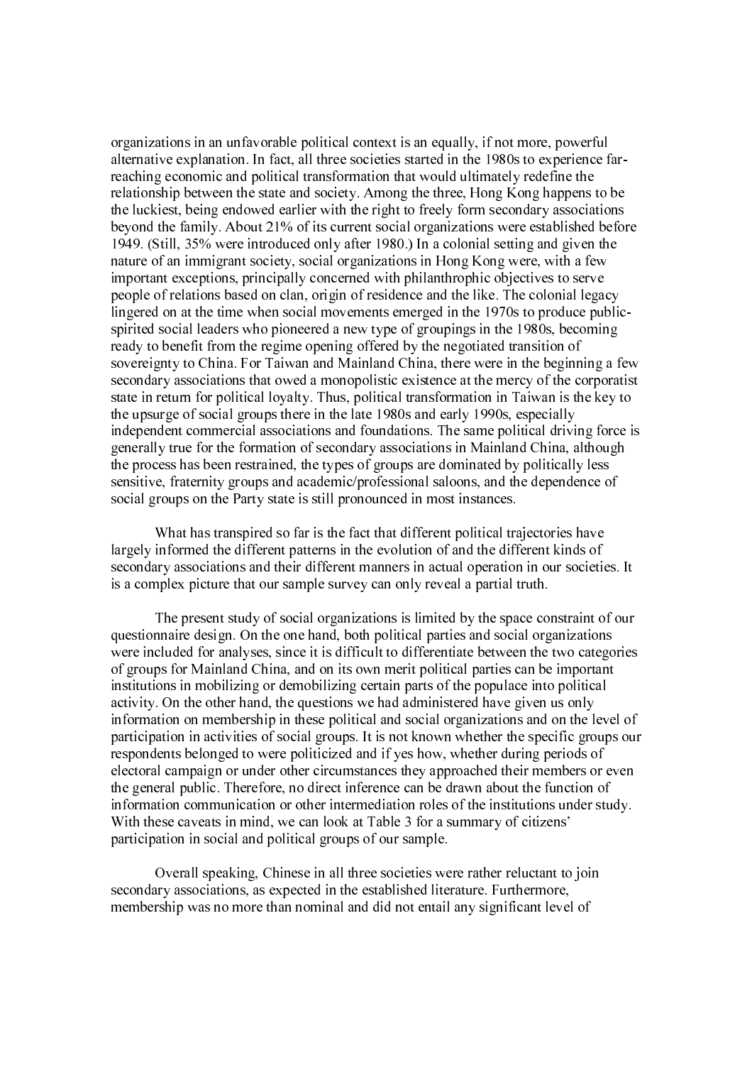organizations in an unfavorable political context is an equally, if not more, powerful alternative explanation. In fact, all three societies started in the 1980s to experience far-reaching economic and political transformation that would ultimately redefine the relationship between the state and society. Among the three, Hong Kong happens to be the luckiest, being endowed earlier with the right to freely form secondary associations beyond the family. About 21% of its current social organizations were established before 1949. (Still, 35% were introduced only after 1980.) In a colonial setting and given the nature of an immigrant society, social organizations in Hong Kong were, with a few important exceptions, principally concerned with philanthropic objectives to serve people of relations based on clan, origin of residence and the like. The colonial legacy lingered on at the time when social movements emerged in the 1970s to produce public-spirited social leaders who pioneered a new type of groupings in the 1980s, becoming ready to benefit from the regime opening offered by the negotiated transition of sovereignty to China. For Taiwan and Mainland China, there were in the beginning a few secondary associations that owed a monopolistic existence at the mercy of the corporatist state in return for political loyalty. Thus, political transformation in Taiwan is the key to the upsurge of social groups there in the late 1980s and early 1990s, especially independent commercial associations and foundations. The same political driving force is generally true for the formation of secondary associations in Mainland China, although the process has been restrained, the types of groups are dominated by politically less sensitive, fraternity groups and academic/professional saloons, and the dependence of social groups on the Party state is still pronounced in most instances.

What has transpired so far is the fact that different political trajectories have largely informed the different patterns in the evolution of and the different kinds of secondary associations and their different manners in actual operation in our societies. It is a complex picture that our sample survey can only reveal a partial truth.

The present study of social organizations is limited by the space constraint of our questionnaire design. On the one hand, both political parties and social organizations were included for analyses, since it is difficult to differentiate between the two categories of groups for Mainland China, and on its own merit political parties can be important institutions in mobilizing or demobilizing certain parts of the populace into political activity. On the other hand, the questions we had administered have given us only information on membership in these political and social organizations and on the level of participation in activities of social groups. It is not known whether the specific groups our respondents belonged to were politicized and if yes how, whether during periods of electoral campaign or under other circumstances they approached their members or even the general public. Therefore, no direct inference can be drawn about the function of information communication or other intermediation roles of the institutions under study. With these caveats in mind, we can look at Table 3 for a summary of citizens' participation in social and political groups of our sample.

Overall speaking, Chinese in all three societies were rather reluctant to join secondary associations, as expected in the established literature. Furthermore, membership was no more than nominal and did not entail any significant level of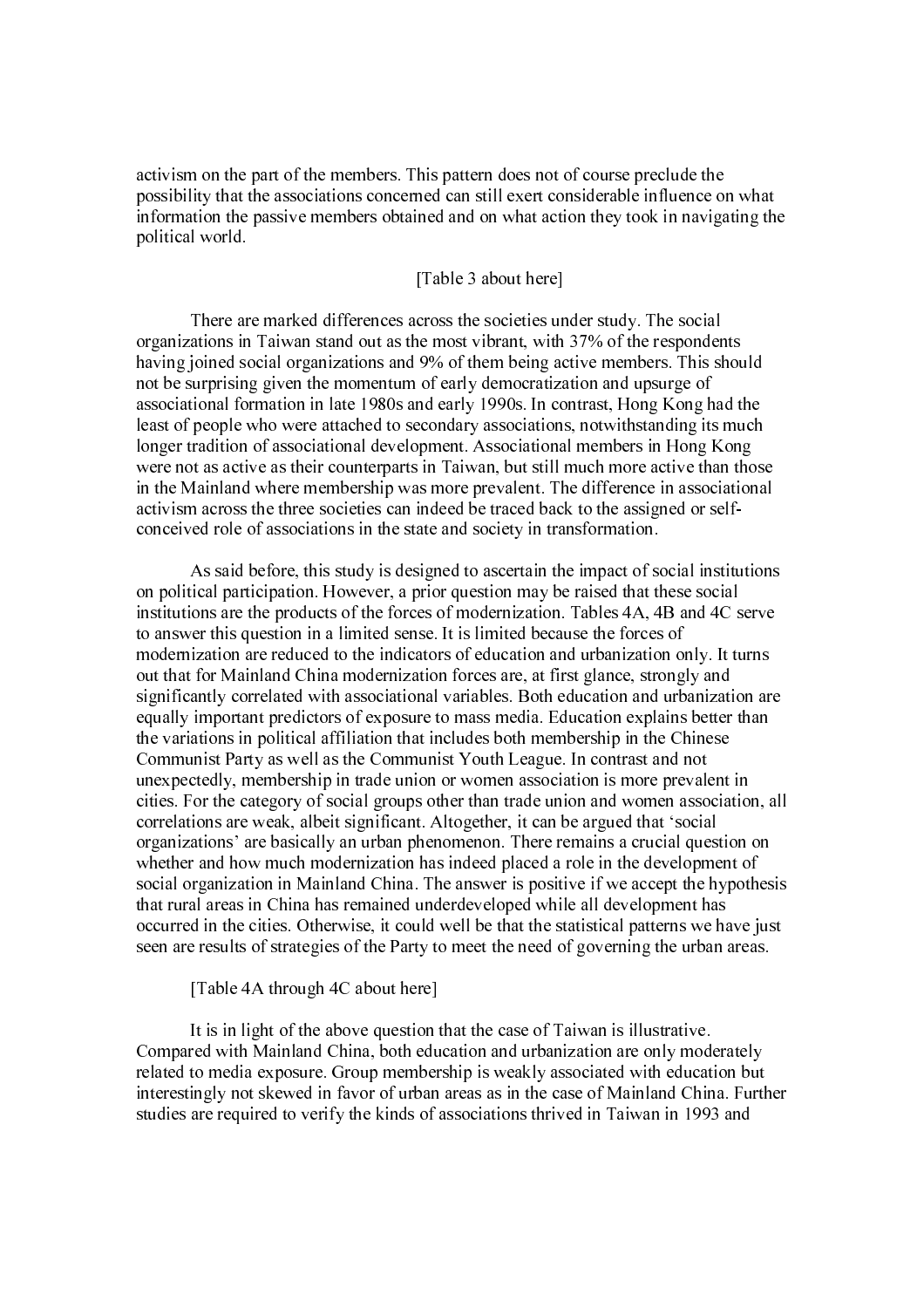activism on the part of the members. This pattern does not of course preclude the possibility that the associations concerned can still exert considerable influence on what information the passive members obtained and on what action they took in navigating the political world.

[Table 3 about here]

There are marked differences across the societies under study. The social organizations in Taiwan stand out as the most vibrant, with 37% of the respondents having joined social organizations and 9% of them being active members. This should not be surprising given the momentum of early democratization and upsurge of associational formation in late 1980s and early 1990s. In contrast, Hong Kong had the least of people who were attached to secondary associations, notwithstanding its much longer tradition of associational development. Associational members in Hong Kong were not as active as their counterparts in Taiwan, but still much more active than those in the Mainland where membership was more prevalent. The difference in associational activism across the three societies can indeed be traced back to the assigned or self-conceived role of associations in the state and society in transformation.

As said before, this study is designed to ascertain the impact of social institutions on political participation. However, a prior question may be raised that these social institutions are the products of the forces of modernization. Tables 4A, 4B and 4C serve to answer this question in a limited sense. It is limited because the forces of modernization are reduced to the indicators of education and urbanization only. It turns out that for Mainland China modernization forces are, at first glance, strongly and significantly correlated with associational variables. Both education and urbanization are equally important predictors of exposure to mass media. Education explains better than the variations in political affiliation that includes both membership in the Chinese Communist Party as well as the Communist Youth League. In contrast and not unexpectedly, membership in trade union or women association is more prevalent in cities. For the category of social groups other than trade union and women association, all correlations are weak, albeit significant. Altogether, it can be argued that 'social organizations' are basically an urban phenomenon. There remains a crucial question on whether and how much modernization has indeed placed a role in the development of social organization in Mainland China. The answer is positive if we accept the hypothesis that rural areas in China has remained underdeveloped while all development has occurred in the cities. Otherwise, it could well be that the statistical patterns we have just seen are results of strategies of the Party to meet the need of governing the urban areas.

[Table 4A through 4C about here]

It is in light of the above question that the case of Taiwan is illustrative. Compared with Mainland China, both education and urbanization are only moderately related to media exposure. Group membership is weakly associated with education but interestingly not skewed in favor of urban areas as in the case of Mainland China. Further studies are required to verify the kinds of associations thrived in Taiwan in 1993 and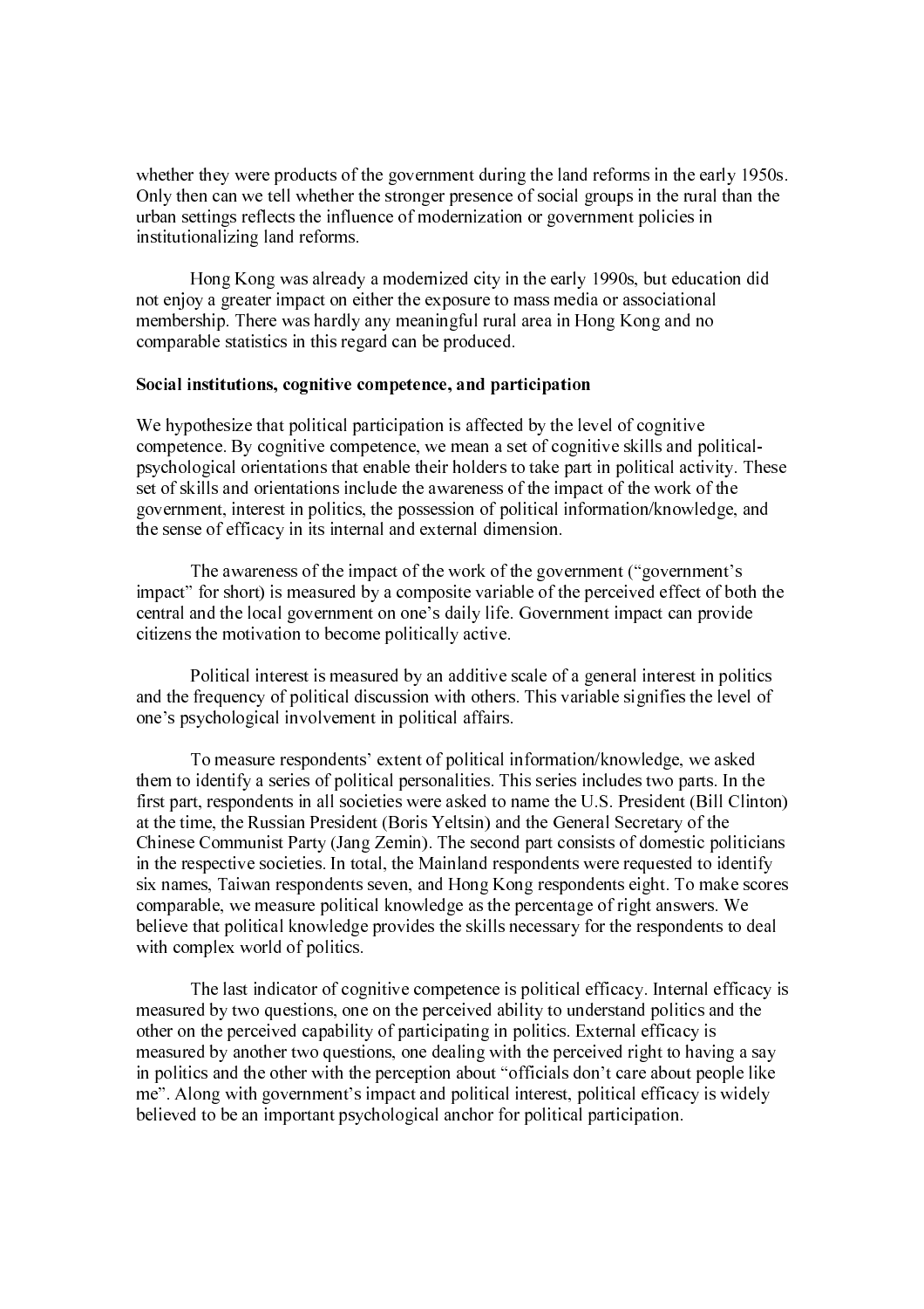whether they were products of the government during the land reforms in the early 1950s. Only then can we tell whether the stronger presence of social groups in the rural than the urban settings reflects the influence of modernization or government policies in institutionalizing land reforms.

Hong Kong was already a modernized city in the early 1990s, but education did not enjoy a greater impact on either the exposure to mass media or associational membership. There was hardly any meaningful rural area in Hong Kong and no comparable statistics in this regard can be produced.

**Social institutions, cognitive competence, and participation**

We hypothesize that political participation is affected by the level of cognitive competence. By cognitive competence, we mean a set of cognitive skills and political-psychological orientations that enable their holders to take part in political activity. These set of skills and orientations include the awareness of the impact of the work of the government, interest in politics, the possession of political information/knowledge, and the sense of efficacy in its internal and external dimension.

The awareness of the impact of the work of the government ("government's impact" for short) is measured by a composite variable of the perceived effect of both the central and the local government on one's daily life. Government impact can provide citizens the motivation to become politically active.

Political interest is measured by an additive scale of a general interest in politics and the frequency of political discussion with others. This variable signifies the level of one's psychological involvement in political affairs.

To measure respondents' extent of political information/knowledge, we asked them to identify a series of political personalities. This series includes two parts. In the first part, respondents in all societies were asked to name the U.S. President (Bill Clinton) at the time, the Russian President (Boris Yeltsin) and the General Secretary of the Chinese Communist Party (Jang Zemin). The second part consists of domestic politicians in the respective societies. In total, the Mainland respondents were requested to identify six names, Taiwan respondents seven, and Hong Kong respondents eight. To make scores comparable, we measure political knowledge as the percentage of right answers. We believe that political knowledge provides the skills necessary for the respondents to deal with complex world of politics.

The last indicator of cognitive competence is political efficacy. Internal efficacy is measured by two questions, one on the perceived ability to understand politics and the other on the perceived capability of participating in politics. External efficacy is measured by another two questions, one dealing with the perceived right to having a say in politics and the other with the perception about "officials don't care about people like me". Along with government's impact and political interest, political efficacy is widely believed to be an important psychological anchor for political participation.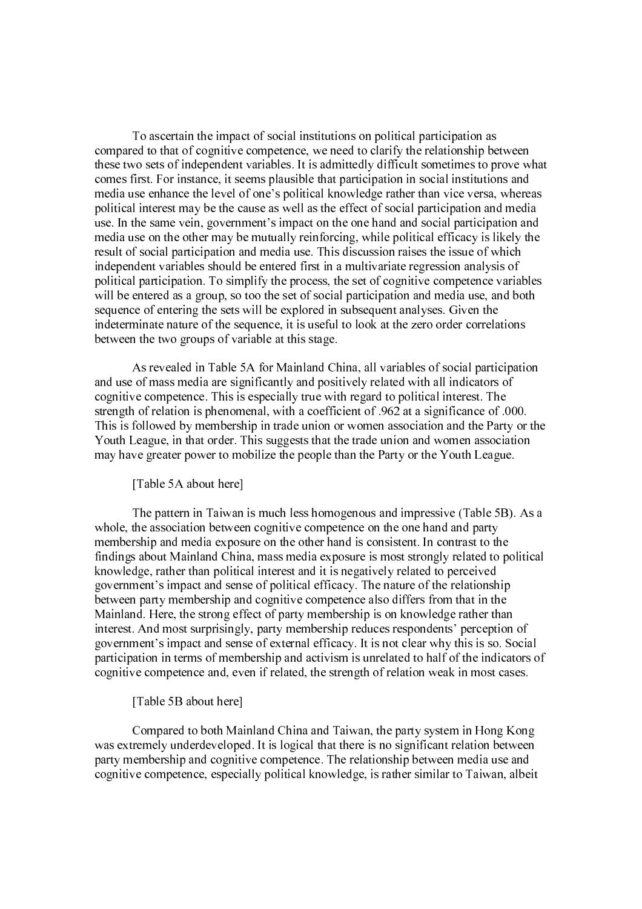To ascertain the impact of social institutions on political participation as compared to that of cognitive competence, we need to clarify the relationship between these two sets of independent variables. It is admittedly difficult sometimes to prove what comes first. For instance, it seems plausible that participation in social institutions and media use enhance the level of one's political knowledge rather than vice versa, whereas political interest may be the cause as well as the effect of social participation and media use. In the same vein, government's impact on the one hand and social participation and media use on the other may be mutually reinforcing, while political efficacy is likely the result of social participation and media use. This discussion raises the issue of which independent variables should be entered first in a multivariate regression analysis of political participation. To simplify the process, the set of cognitive competence variables will be entered as a group, so too the set of social participation and media use, and both sequence of entering the sets will be explored in subsequent analyses. Given the indeterminate nature of the sequence, it is useful to look at the zero order correlations between the two groups of variable at this stage.

As revealed in Table 5A for Mainland China, all variables of social participation and use of mass media are significantly and positively related with all indicators of cognitive competence. This is especially true with regard to political interest. The strength of relation is phenomenal, with a coefficient of .962 at a significance of .000. This is followed by membership in trade union or women association and the Party or the Youth League, in that order. This suggests that the trade union and women association may have greater power to mobilize the people than the Party or the Youth League.

[Table 5A about here]

The pattern in Taiwan is much less homogenous and impressive (Table 5B). As a whole, the association between cognitive competence on the one hand and party membership and media exposure on the other hand is consistent. In contrast to the findings about Mainland China, mass media exposure is most strongly related to political knowledge, rather than political interest and it is negatively related to perceived government's impact and sense of political efficacy. The nature of the relationship between party membership and cognitive competence also differs from that in the Mainland. Here, the strong effect of party membership is on knowledge rather than interest. And most surprisingly, party membership reduces respondents' perception of government's impact and sense of external efficacy. It is not clear why this is so. Social participation in terms of membership and activism is unrelated to half of the indicators of cognitive competence and, even if related, the strength of relation weak in most cases.

[Table 5B about here]

Compared to both Mainland China and Taiwan, the party system in Hong Kong was extremely underdeveloped. It is logical that there is no significant relation between party membership and cognitive competence. The relationship between media use and cognitive competence, especially political knowledge, is rather similar to Taiwan, albeit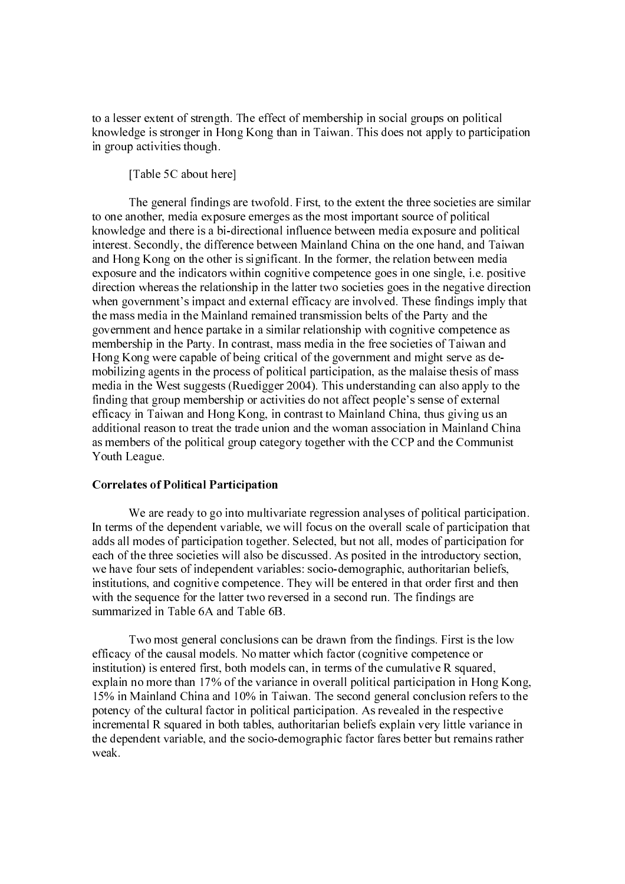to a lesser extent of strength. The effect of membership in social groups on political knowledge is stronger in Hong Kong than in Taiwan. This does not apply to participation in group activities though.

[Table 5C about here]

The general findings are twofold. First, to the extent the three societies are similar to one another, media exposure emerges as the most important source of political knowledge and there is a bi-directional influence between media exposure and political interest. Secondly, the difference between Mainland China on the one hand, and Taiwan and Hong Kong on the other is significant. In the former, the relation between media exposure and the indicators within cognitive competence goes in one single, i.e. positive direction whereas the relationship in the latter two societies goes in the negative direction when government's impact and external efficacy are involved. These findings imply that the mass media in the Mainland remained transmission belts of the Party and the government and hence partake in a similar relationship with cognitive competence as membership in the Party. In contrast, mass media in the free societies of Taiwan and Hong Kong were capable of being critical of the government and might serve as de-mobilizing agents in the process of political participation, as the malaise thesis of mass media in the West suggests (Ruedigger 2004). This understanding can also apply to the finding that group membership or activities do not affect people's sense of external efficacy in Taiwan and Hong Kong, in contrast to Mainland China, thus giving us an additional reason to treat the trade union and the woman association in Mainland China as members of the political group category together with the CCP and the Communist Youth League.

**Correlates of Political Participation**

We are ready to go into multivariate regression analyses of political participation. In terms of the dependent variable, we will focus on the overall scale of participation that adds all modes of participation together. Selected, but not all, modes of participation for each of the three societies will also be discussed. As posited in the introductory section, we have four sets of independent variables: socio-demographic, authoritarian beliefs, institutions, and cognitive competence. They will be entered in that order first and then with the sequence for the latter two reversed in a second run. The findings are summarized in Table 6A and Table 6B.

Two most general conclusions can be drawn from the findings. First is the low efficacy of the causal models. No matter which factor (cognitive competence or institution) is entered first, both models can, in terms of the cumulative R squared, explain no more than 17% of the variance in overall political participation in Hong Kong, 15% in Mainland China and 10% in Taiwan. The second general conclusion refers to the potency of the cultural factor in political participation. As revealed in the respective incremental R squared in both tables, authoritarian beliefs explain very little variance in the dependent variable, and the socio-demographic factor fares better but remains rather weak.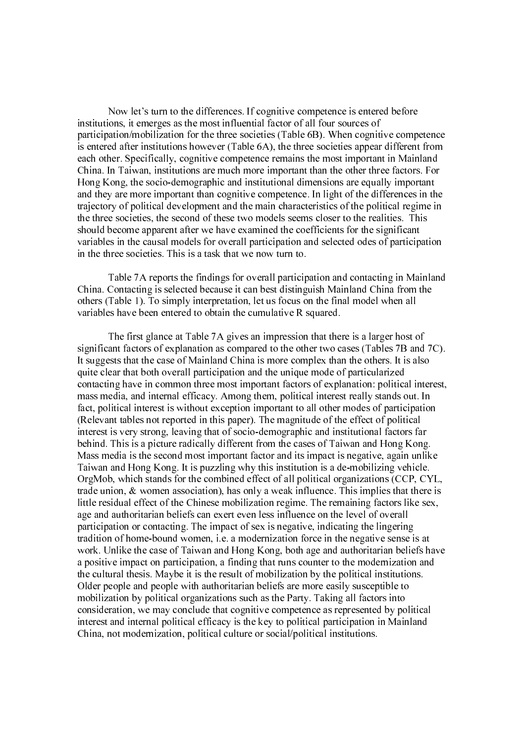Now let's turn to the differences. If cognitive competence is entered before institutions, it emerges as the most influential factor of all four sources of participation/mobilization for the three societies (Table 6B). When cognitive competence is entered after institutions however (Table 6A), the three societies appear different from each other. Specifically, cognitive competence remains the most important in Mainland China. In Taiwan, institutions are much more important than the other three factors. For Hong Kong, the socio-demographic and institutional dimensions are equally important and they are more important than cognitive competence. In light of the differences in the trajectory of political development and the main characteristics of the political regime in the three societies, the second of these two models seems closer to the realities. This should become apparent after we have examined the coefficients for the significant variables in the causal models for overall participation and selected odes of participation in the three societies. This is a task that we now turn to.

Table 7A reports the findings for overall participation and contacting in Mainland China. Contacting is selected because it can best distinguish Mainland China from the others (Table 1). To simply interpretation, let us focus on the final model when all variables have been entered to obtain the cumulative R squared.

The first glance at Table 7A gives an impression that there is a larger host of significant factors of explanation as compared to the other two cases (Tables 7B and 7C). It suggests that the case of Mainland China is more complex than the others. It is also quite clear that both overall participation and the unique mode of particularized contacting have in common three most important factors of explanation: political interest, mass media, and internal efficacy. Among them, political interest really stands out. In fact, political interest is without exception important to all other modes of participation (Relevant tables not reported in this paper). The magnitude of the effect of political interest is very strong, leaving that of socio-demographic and institutional factors far behind. This is a picture radically different from the cases of Taiwan and Hong Kong. Mass media is the second most important factor and its impact is negative, again unlike Taiwan and Hong Kong. It is puzzling why this institution is a de-mobilizing vehicle. OrgMob, which stands for the combined effect of all political organizations (CCP, CYL, trade union, & women association), has only a weak influence. This implies that there is little residual effect of the Chinese mobilization regime. The remaining factors like sex, age and authoritarian beliefs can exert even less influence on the level of overall participation or contacting. The impact of sex is negative, indicating the lingering tradition of home-bound women, i.e. a modernization force in the negative sense is at work. Unlike the case of Taiwan and Hong Kong, both age and authoritarian beliefs have a positive impact on participation, a finding that runs counter to the modernization and the cultural thesis. Maybe it is the result of mobilization by the political institutions. Older people and people with authoritarian beliefs are more easily susceptible to mobilization by political organizations such as the Party. Taking all factors into consideration, we may conclude that cognitive competence as represented by political interest and internal political efficacy is the key to political participation in Mainland China, not modernization, political culture or social/political institutions.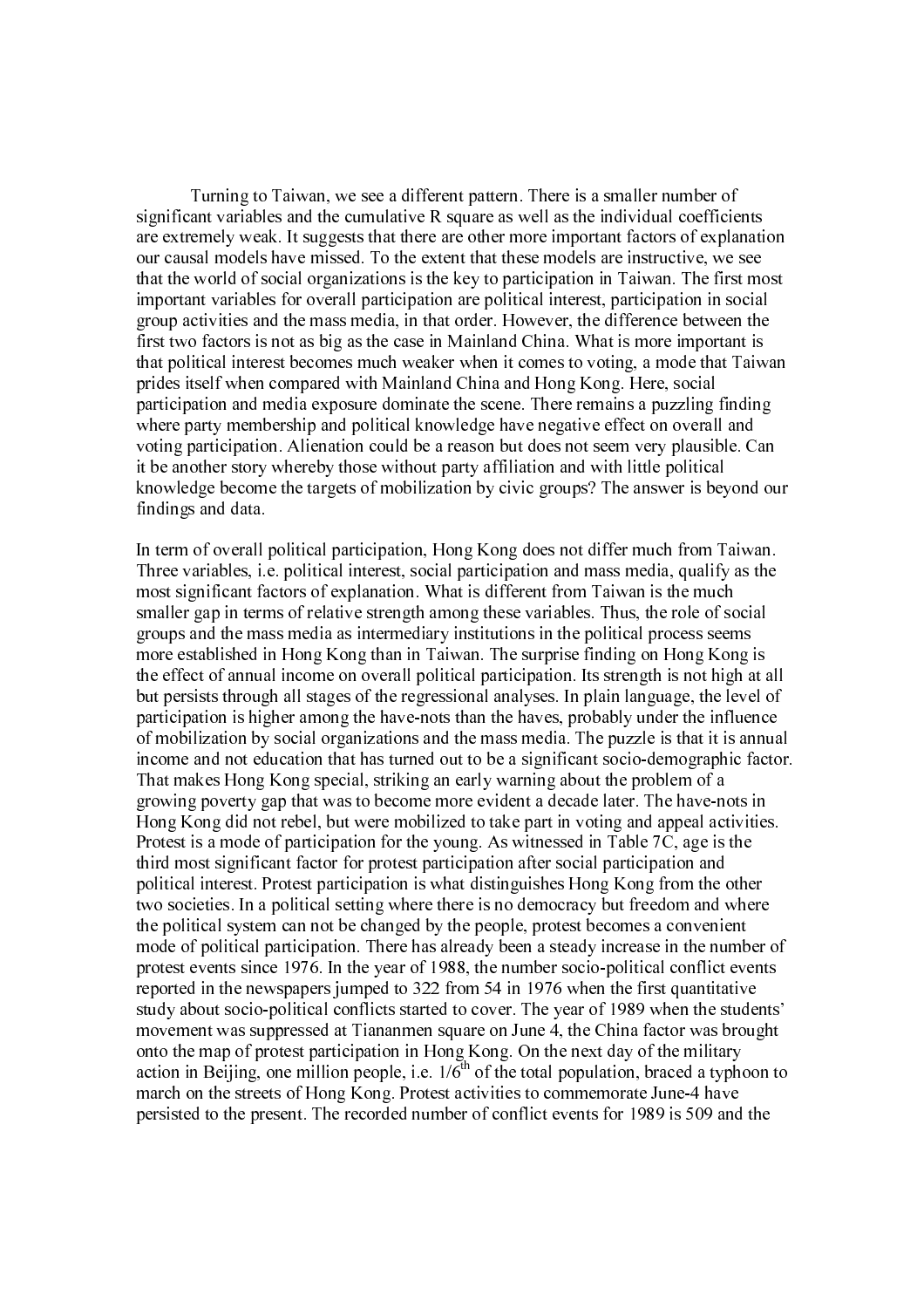Turning to Taiwan, we see a different pattern. There is a smaller number of significant variables and the cumulative R square as well as the individual coefficients are extremely weak. It suggests that there are other more important factors of explanation our causal models have missed. To the extent that these models are instructive, we see that the world of social organizations is the key to participation in Taiwan. The first most important variables for overall participation are political interest, participation in social group activities and the mass media, in that order. However, the difference between the first two factors is not as big as the case in Mainland China. What is more important is that political interest becomes much weaker when it comes to voting, a mode that Taiwan prides itself when compared with Mainland China and Hong Kong. Here, social participation and media exposure dominate the scene. There remains a puzzling finding where party membership and political knowledge have negative effect on overall and voting participation. Alienation could be a reason but does not seem very plausible. Can it be another story whereby those without party affiliation and with little political knowledge become the targets of mobilization by civic groups? The answer is beyond our findings and data.

In term of overall political participation, Hong Kong does not differ much from Taiwan. Three variables, i.e. political interest, social participation and mass media, qualify as the most significant factors of explanation. What is different from Taiwan is the much smaller gap in terms of relative strength among these variables. Thus, the role of social groups and the mass media as intermediary institutions in the political process seems more established in Hong Kong than in Taiwan. The surprise finding on Hong Kong is the effect of annual income on overall political participation. Its strength is not high at all but persists through all stages of the regressional analyses. In plain language, the level of participation is higher among the have-nots than the haves, probably under the influence of mobilization by social organizations and the mass media. The puzzle is that it is annual income and not education that has turned out to be a significant socio-demographic factor. That makes Hong Kong special, striking an early warning about the problem of a growing poverty gap that was to become more evident a decade later. The have-nots in Hong Kong did not rebel, but were mobilized to take part in voting and appeal activities. Protest is a mode of participation for the young. As witnessed in Table 7C, age is the third most significant factor for protest participation after social participation and political interest. Protest participation is what distinguishes Hong Kong from the other two societies. In a political setting where there is no democracy but freedom and where the political system can not be changed by the people, protest becomes a convenient mode of political participation. There has already been a steady increase in the number of protest events since 1976. In the year of 1988, the number socio-political conflict events reported in the newspapers jumped to 322 from 54 in 1976 when the first quantitative study about socio-political conflicts started to cover. The year of 1989 when the students' movement was suppressed at Tiananmen square on June 4, the China factor was brought onto the map of protest participation in Hong Kong. On the next day of the military action in Beijing, one million people, i.e. 1/6th of the total population, braced a typhoon to march on the streets of Hong Kong. Protest activities to commemorate June-4 have persisted to the present. The recorded number of conflict events for 1989 is 509 and the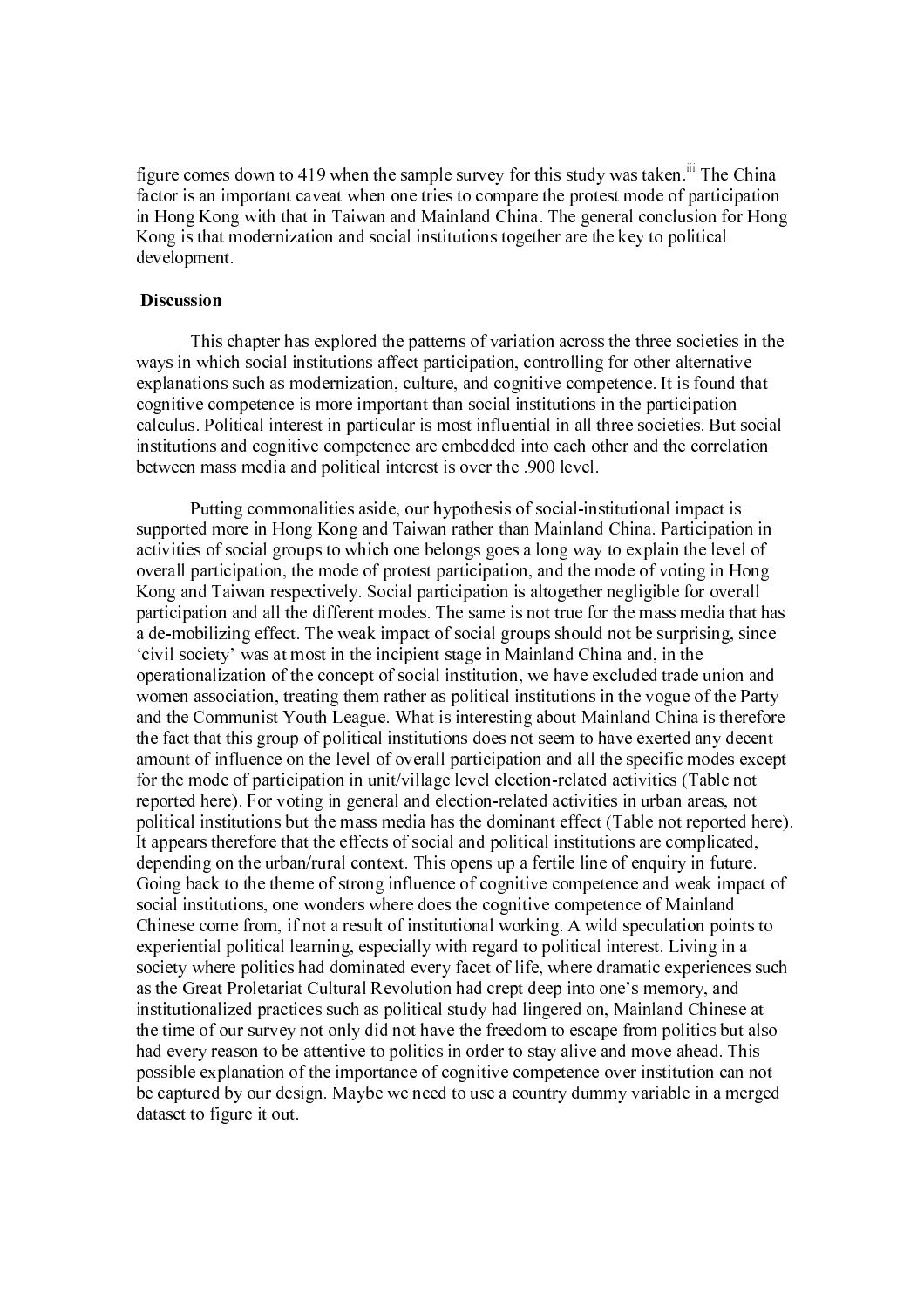figure comes down to 419 when the sample survey for this study was taken.[iii] The China factor is an important caveat when one tries to compare the protest mode of participation in Hong Kong with that in Taiwan and Mainland China. The general conclusion for Hong Kong is that modernization and social institutions together are the key to political development.

## Discussion

This chapter has explored the patterns of variation across the three societies in the ways in which social institutions affect participation, controlling for other alternative explanations such as modernization, culture, and cognitive competence. It is found that cognitive competence is more important than social institutions in the participation calculus. Political interest in particular is most influential in all three societies. But social institutions and cognitive competence are embedded into each other and the correlation between mass media and political interest is over the .900 level.

Putting commonalities aside, our hypothesis of social-institutional impact is supported more in Hong Kong and Taiwan rather than Mainland China. Participation in activities of social groups to which one belongs goes a long way to explain the level of overall participation, the mode of protest participation, and the mode of voting in Hong Kong and Taiwan respectively. Social participation is altogether negligible for overall participation and all the different modes. The same is not true for the mass media that has a de-mobilizing effect. The weak impact of social groups should not be surprising, since 'civil society' was at most in the incipient stage in Mainland China and, in the operationalization of the concept of social institution, we have excluded trade union and women association, treating them rather as political institutions in the vogue of the Party and the Communist Youth League. What is interesting about Mainland China is therefore the fact that this group of political institutions does not seem to have exerted any decent amount of influence on the level of overall participation and all the specific modes except for the mode of participation in unit/village level election-related activities (Table not reported here). For voting in general and election-related activities in urban areas, not political institutions but the mass media has the dominant effect (Table not reported here). It appears therefore that the effects of social and political institutions are complicated, depending on the urban/rural context. This opens up a fertile line of enquiry in future. Going back to the theme of strong influence of cognitive competence and weak impact of social institutions, one wonders where does the cognitive competence of Mainland Chinese come from, if not a result of institutional working. A wild speculation points to experiential political learning, especially with regard to political interest. Living in a society where politics had dominated every facet of life, where dramatic experiences such as the Great Proletariat Cultural Revolution had crept deep into one's memory, and institutionalized practices such as political study had lingered on, Mainland Chinese at the time of our survey not only did not have the freedom to escape from politics but also had every reason to be attentive to politics in order to stay alive and move ahead. This possible explanation of the importance of cognitive competence over institution can not be captured by our design. Maybe we need to use a country dummy variable in a merged dataset to figure it out.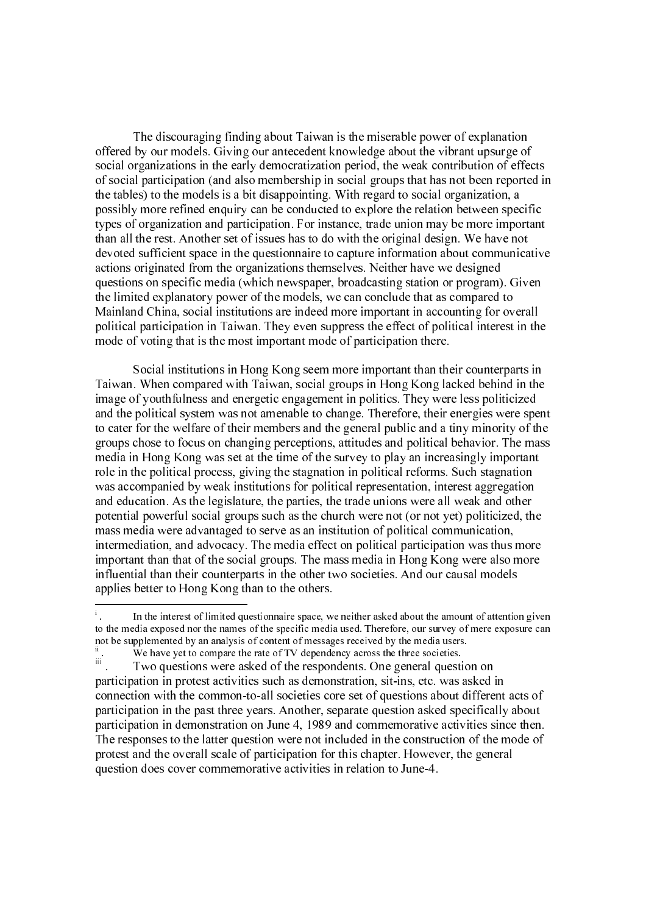The discouraging finding about Taiwan is the miserable power of explanation offered by our models. Giving our antecedent knowledge about the vibrant upsurge of social organizations in the early democratization period, the weak contribution of effects of social participation (and also membership in social groups that has not been reported in the tables) to the models is a bit disappointing. With regard to social organization, a possibly more refined enquiry can be conducted to explore the relation between specific types of organization and participation. For instance, trade union may be more important than all the rest. Another set of issues has to do with the original design. We have not devoted sufficient space in the questionnaire to capture information about communicative actions originated from the organizations themselves. Neither have we designed questions on specific media (which newspaper, broadcasting station or program). Given the limited explanatory power of the models, we can conclude that as compared to Mainland China, social institutions are indeed more important in accounting for overall political participation in Taiwan. They even suppress the effect of political interest in the mode of voting that is the most important mode of participation there.

Social institutions in Hong Kong seem more important than their counterparts in Taiwan. When compared with Taiwan, social groups in Hong Kong lacked behind in the image of youthfulness and energetic engagement in politics. They were less politicized and the political system was not amenable to change. Therefore, their energies were spent to cater for the welfare of their members and the general public and a tiny minority of the groups chose to focus on changing perceptions, attitudes and political behavior. The mass media in Hong Kong was set at the time of the survey to play an increasingly important role in the political process, giving the stagnation in political reforms. Such stagnation was accompanied by weak institutions for political representation, interest aggregation and education. As the legislature, the parties, the trade unions were all weak and other potential powerful social groups such as the church were not (or not yet) politicized, the mass media were advantaged to serve as an institution of political communication, intermediation, and advocacy. The media effect on political participation was thus more important than that of the social groups. The mass media in Hong Kong were also more influential than their counterparts in the other two societies. And our causal models applies better to Hong Kong than to the others.

---

[i]. In the interest of limited questionnaire space, we neither asked about the amount of attention given to the media exposed nor the names of the specific media used. Therefore, our survey of mere exposure can not be supplemented by an analysis of content of messages received by the media users.

[ii]. We have yet to compare the rate of TV dependency across the three societies.

[iii]. Two questions were asked of the respondents. One general question on participation in protest activities such as demonstration, sit-ins, etc. was asked in connection with the common-to-all societies core set of questions about different acts of participation in the past three years. Another, separate question asked specifically about participation in demonstration on June 4, 1989 and commemorative activities since then. The responses to the latter question were not included in the construction of the mode of protest and the overall scale of participation for this chapter. However, the general question does cover commemorative activities in relation to June-4.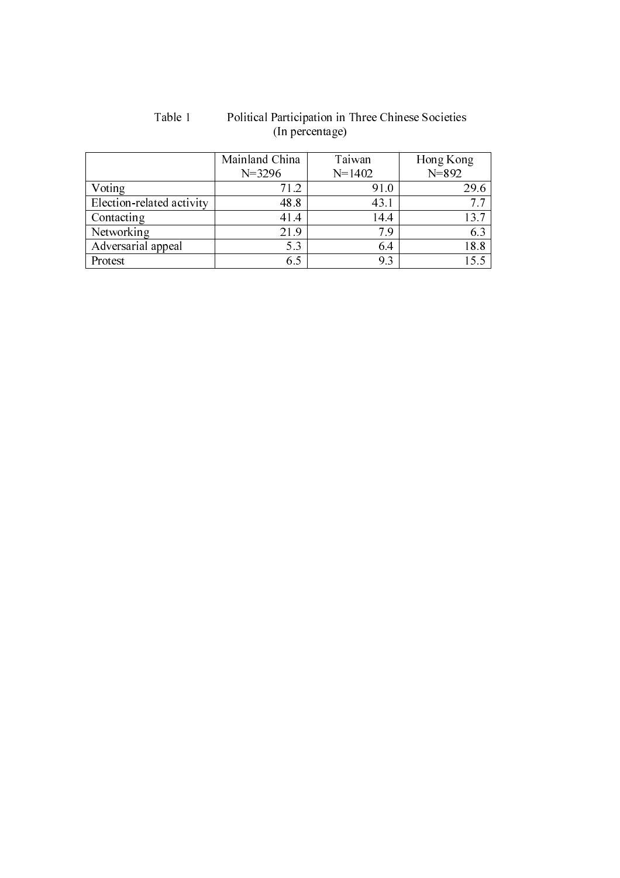Table 1 Political Participation in Three Chinese Societies
(In percentage)

| | Mainland China N=3296 | Taiwan N=1402 | Hong Kong N=892 |
|---|---|---|---|
| Voting | 71.2 | 91.0 | 29.6 |
| Election-related activity | 48.8 | 43.1 | 7.7 |
| Contacting | 41.4 | 14.4 | 13.7 |
| Networking | 21.9 | 7.9 | 6.3 |
| Adversarial appeal | 5.3 | 6.4 | 18.8 |
| Protest | 6.5 | 9.3 | 15.5 |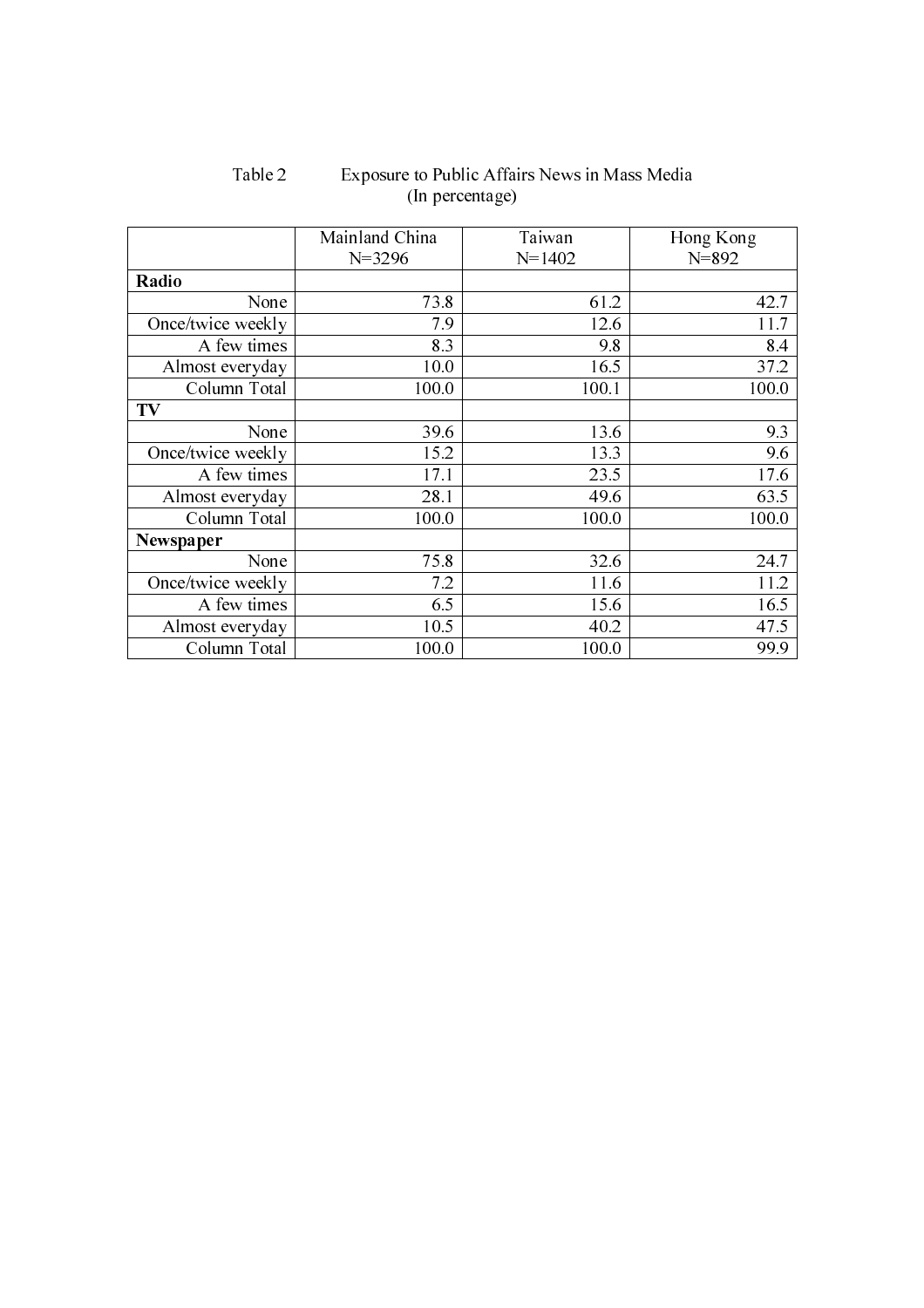Table 2 Exposure to Public Affairs News in Mass Media
(In percentage)

| | Mainland China N=3296 | Taiwan N=1402 | Hong Kong N=892 |
|---|---|---|---|
| **Radio** | | | |
| None | 73.8 | 61.2 | 42.7 |
| Once/twice weekly | 7.9 | 12.6 | 11.7 |
| A few times | 8.3 | 9.8 | 8.4 |
| Almost everyday | 10.0 | 16.5 | 37.2 |
| Column Total | 100.0 | 100.1 | 100.0 |
| **TV** | | | |
| None | 39.6 | 13.6 | 9.3 |
| Once/twice weekly | 15.2 | 13.3 | 9.6 |
| A few times | 17.1 | 23.5 | 17.6 |
| Almost everyday | 28.1 | 49.6 | 63.5 |
| Column Total | 100.0 | 100.0 | 100.0 |
| **Newspaper** | | | |
| None | 75.8 | 32.6 | 24.7 |
| Once/twice weekly | 7.2 | 11.6 | 11.2 |
| A few times | 6.5 | 15.6 | 16.5 |
| Almost everyday | 10.5 | 40.2 | 47.5 |
| Column Total | 100.0 | 100.0 | 99.9 |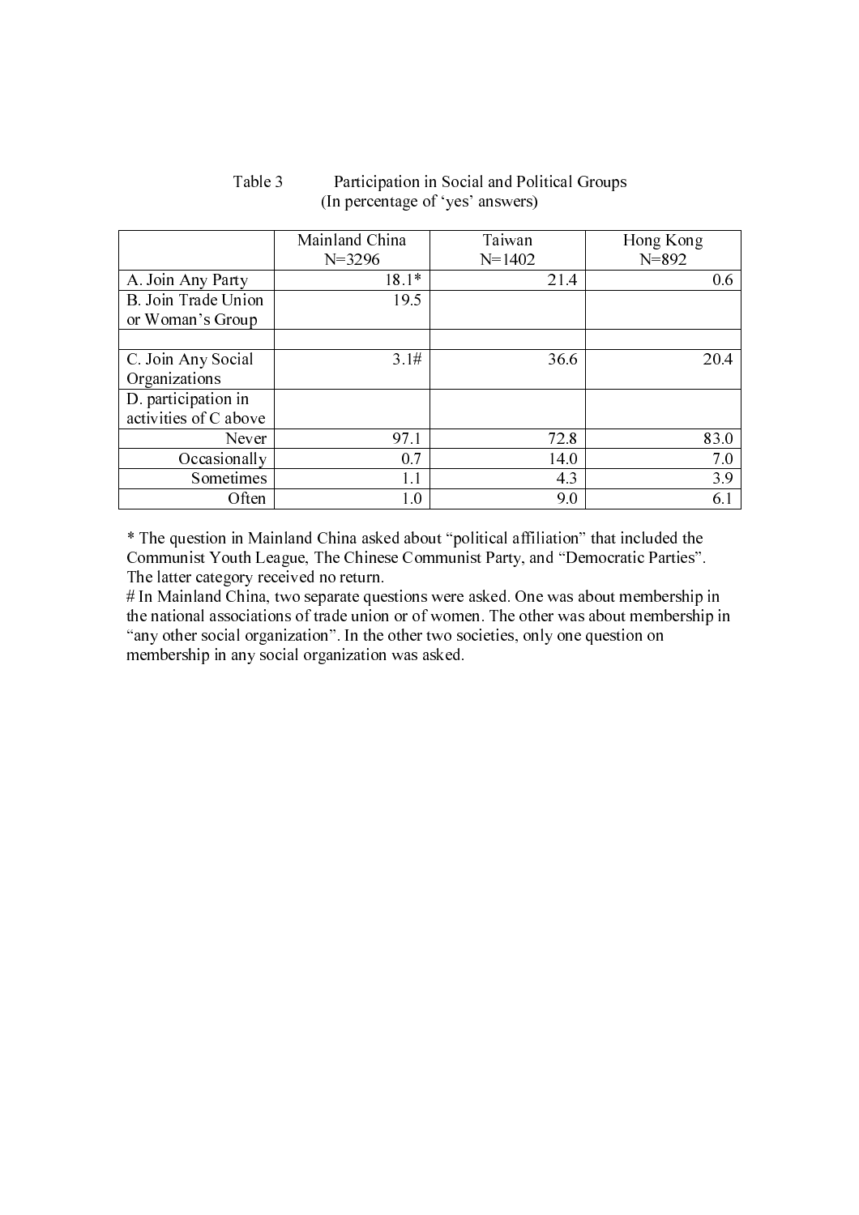Table 3 Participation in Social and Political Groups
(In percentage of 'yes' answers)

| | Mainland China N=3296 | Taiwan N=1402 | Hong Kong N=892 |
|---|---|---|---|
| A. Join Any Party | 18.1* | 21.4 | 0.6 |
| B. Join Trade Union or Woman's Group | 19.5 | | |
| | | | |
| C. Join Any Social Organizations | 3.1# | 36.6 | 20.4 |
| D. participation in activities of C above | | | |
| Never | 97.1 | 72.8 | 83.0 |
| Occasionally | 0.7 | 14.0 | 7.0 |
| Sometimes | 1.1 | 4.3 | 3.9 |
| Often | 1.0 | 9.0 | 6.1 |

* The question in Mainland China asked about "political affiliation" that included the Communist Youth League, The Chinese Communist Party, and "Democratic Parties". The latter category received no return.

# In Mainland China, two separate questions were asked. One was about membership in the national associations of trade union or of women. The other was about membership in "any other social organization". In the other two societies, only one question on membership in any social organization was asked.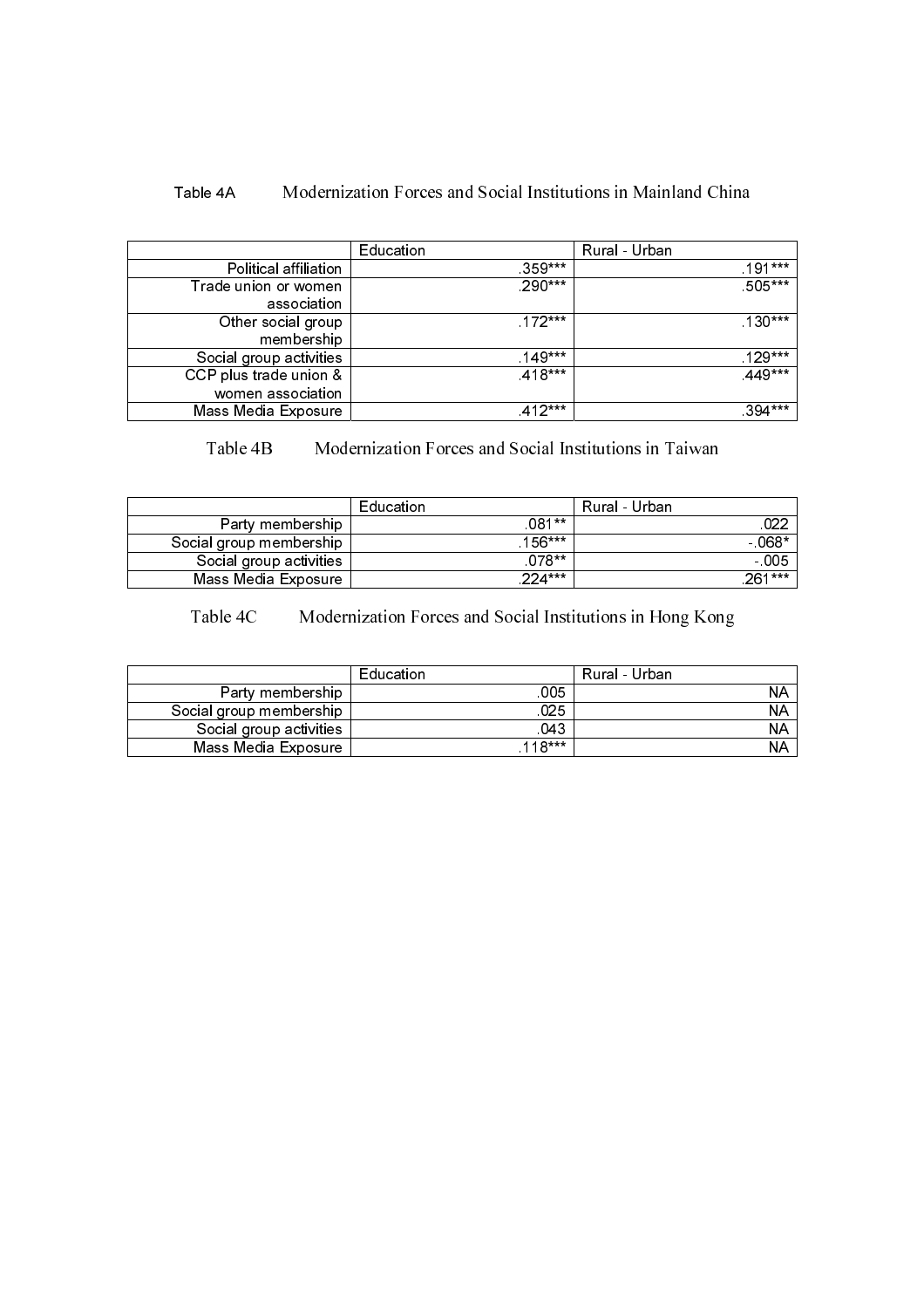Table 4A Modernization Forces and Social Institutions in Mainland China

| | Education | Rural - Urban |
|---|---|---|
| Political affiliation | .359*** | .191*** |
| Trade union or women association | .290*** | .505*** |
| Other social group membership | .172*** | .130*** |
| Social group activities | .149*** | .129*** |
| CCP plus trade union & women association | .418*** | .449*** |
| Mass Media Exposure | .412*** | .394*** |

Table 4B Modernization Forces and Social Institutions in Taiwan

| | Education | Rural - Urban |
|---|---|---|
| Party membership | .081** | .022 |
| Social group membership | .156*** | -.068* |
| Social group activities | .078** | -.005 |
| Mass Media Exposure | .224*** | .261*** |

Table 4C Modernization Forces and Social Institutions in Hong Kong

| | Education | Rural - Urban |
|---|---|---|
| Party membership | .005 | NA |
| Social group membership | .025 | NA |
| Social group activities | .043 | NA |
| Mass Media Exposure | .118*** | NA |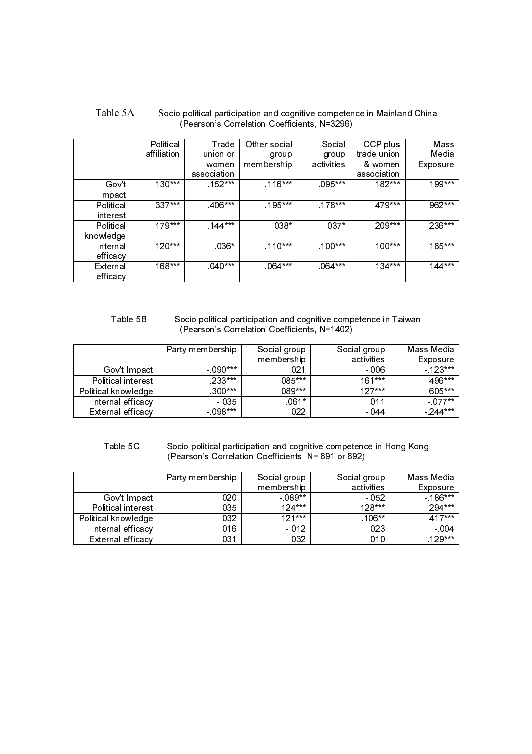Table 5A Socio-political participation and cognitive competence in Mainland China (Pearson's Correlation Coefficients, N=3296)

| | Political affiliation | Trade union or women association | Other social group membership | Social group activities | CCP plus trade union & women association | Mass Media Exposure |
|---|---|---|---|---|---|---|
| Gov't Impact | .130*** | .152*** | .116*** | .095*** | .182*** | .199*** |
| Political interest | .337*** | .406*** | .195*** | .178*** | .479*** | .962*** |
| Political knowledge | .179*** | .144*** | .038* | .037* | .209*** | .236*** |
| Internal efficacy | .120*** | .036* | .110*** | .100*** | .100*** | .185*** |
| External efficacy | .168*** | .040*** | .064*** | .064*** | .134*** | .144*** |

Table 5B Socio-political participation and cognitive competence in Taiwan (Pearson's Correlation Coefficients, N=1402)

| | Party membership | Social group membership | Social group activities | Mass Media Exposure |
|---|---|---|---|---|
| Gov't Impact | -.090*** | .021 | -.006 | -.123*** |
| Political interest | .233*** | .085*** | .161*** | .496*** |
| Political knowledge | .300*** | .089*** | .127*** | .605*** |
| Internal efficacy | -.035 | .061* | .011 | -.077** |
| External efficacy | -.098*** | .022 | -.044 | -.244*** |

Table 5C Socio-political participation and cognitive competence in Hong Kong (Pearson's Correlation Coefficients, N= 891 or 892)

| | Party membership | Social group membership | Social group activities | Mass Media Exposure |
|---|---|---|---|---|
| Gov't Impact | .020 | -.089** | -.052 | -.186*** |
| Political interest | .035 | .124*** | .128*** | .294*** |
| Political knowledge | .032 | .121*** | .106** | .417*** |
| Internal efficacy | .016 | -.012 | .023 | -.004 |
| External efficacy | -.031 | -.032 | -.010 | -.129*** |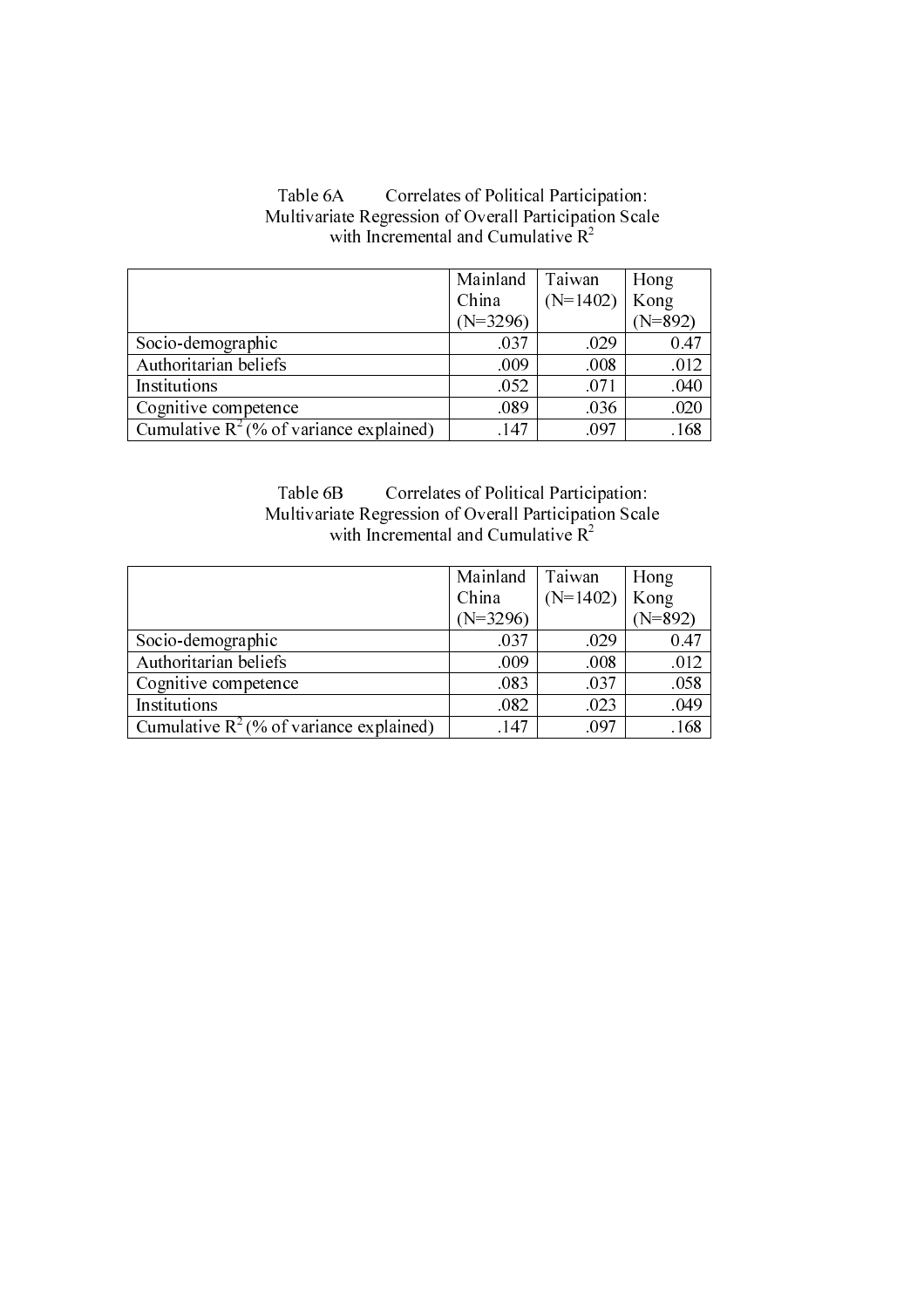Table 6A Correlates of Political Participation: Multivariate Regression of Overall Participation Scale with Incremental and Cumulative $R^2$

| | Mainland China (N=3296) | Taiwan (N=1402) | Hong Kong (N=892) |
|---|---|---|---|
| Socio-demographic | .037 | .029 | 0.47 |
| Authoritarian beliefs | .009 | .008 | .012 |
| Institutions | .052 | .071 | .040 |
| Cognitive competence | .089 | .036 | .020 |
| Cumulative $R^2$ (% of variance explained) | .147 | .097 | .168 |

Table 6B Correlates of Political Participation: Multivariate Regression of Overall Participation Scale with Incremental and Cumulative $R^2$

| | Mainland China (N=3296) | Taiwan (N=1402) | Hong Kong (N=892) |
|---|---|---|---|
| Socio-demographic | .037 | .029 | 0.47 |
| Authoritarian beliefs | .009 | .008 | .012 |
| Cognitive competence | .083 | .037 | .058 |
| Institutions | .082 | .023 | .049 |
| Cumulative $R^2$ (% of variance explained) | .147 | .097 | .168 |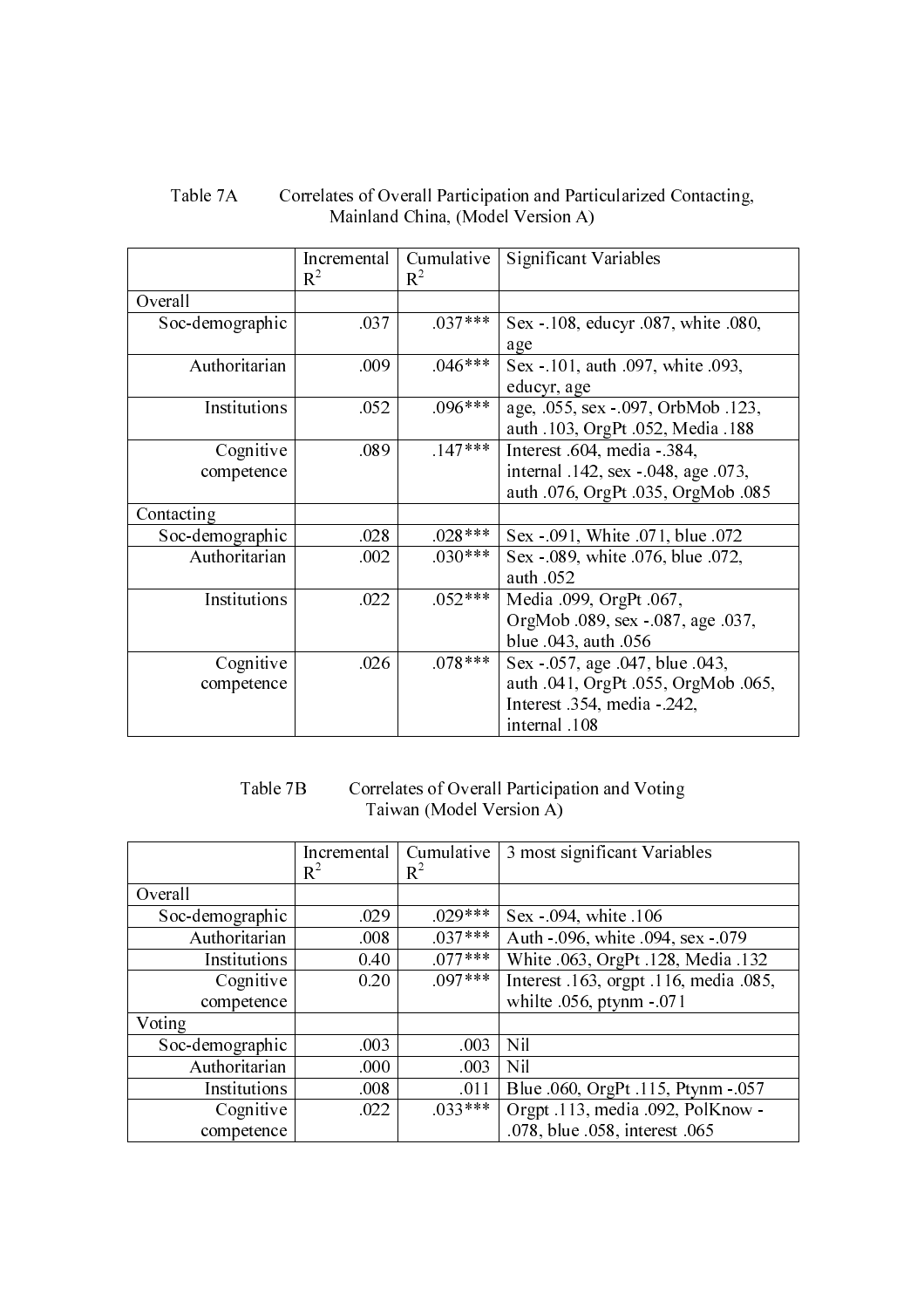Table 7A Correlates of Overall Participation and Particularized Contacting, Mainland China, (Model Version A)

| | Incremental $R^2$ | Cumulative $R^2$ | Significant Variables |
|---|---|---|---|
| Overall | | | |
| Soc-demographic | .037 | .037*** | Sex -.108, educyr .087, white .080, age |
| Authoritarian | .009 | .046*** | Sex -.101, auth .097, white .093, educyr, age |
| Institutions | .052 | .096*** | age, .055, sex -.097, OrbMob .123, auth .103, OrgPt .052, Media .188 |
| Cognitive competence | .089 | .147*** | Interest .604, media -.384, internal .142, sex -.048, age .073, auth .076, OrgPt .035, OrgMob .085 |
| Contacting | | | |
| Soc-demographic | .028 | .028*** | Sex -.091, White .071, blue .072 |
| Authoritarian | .002 | .030*** | Sex -.089, white .076, blue .072, auth .052 |
| Institutions | .022 | .052*** | Media .099, OrgPt .067, OrgMob .089, sex -.087, age .037, blue .043, auth .056 |
| Cognitive competence | .026 | .078*** | Sex -.057, age .047, blue .043, auth .041, OrgPt .055, OrgMob .065, Interest .354, media -.242, internal .108 |

Table 7B Correlates of Overall Participation and Voting Taiwan (Model Version A)

| | Incremental $R^2$ | Cumulative $R^2$ | 3 most significant Variables |
|---|---|---|---|
| Overall | | | |
| Soc-demographic | .029 | .029*** | Sex -.094, white .106 |
| Authoritarian | .008 | .037*** | Auth -.096, white .094, sex -.079 |
| Institutions | 0.40 | .077*** | White .063, OrgPt .128, Media .132 |
| Cognitive competence | 0.20 | .097*** | Interest .163, orgpt .116, media .085, whilte .056, ptynm -.071 |
| Voting | | | |
| Soc-demographic | .003 | .003 | Nil |
| Authoritarian | .000 | .003 | Nil |
| Institutions | .008 | .011 | Blue .060, OrgPt .115, Ptynm -.057 |
| Cognitive competence | .022 | .033*** | Orgpt .113, media .092, PolKnow -.078, blue .058, interest .065 |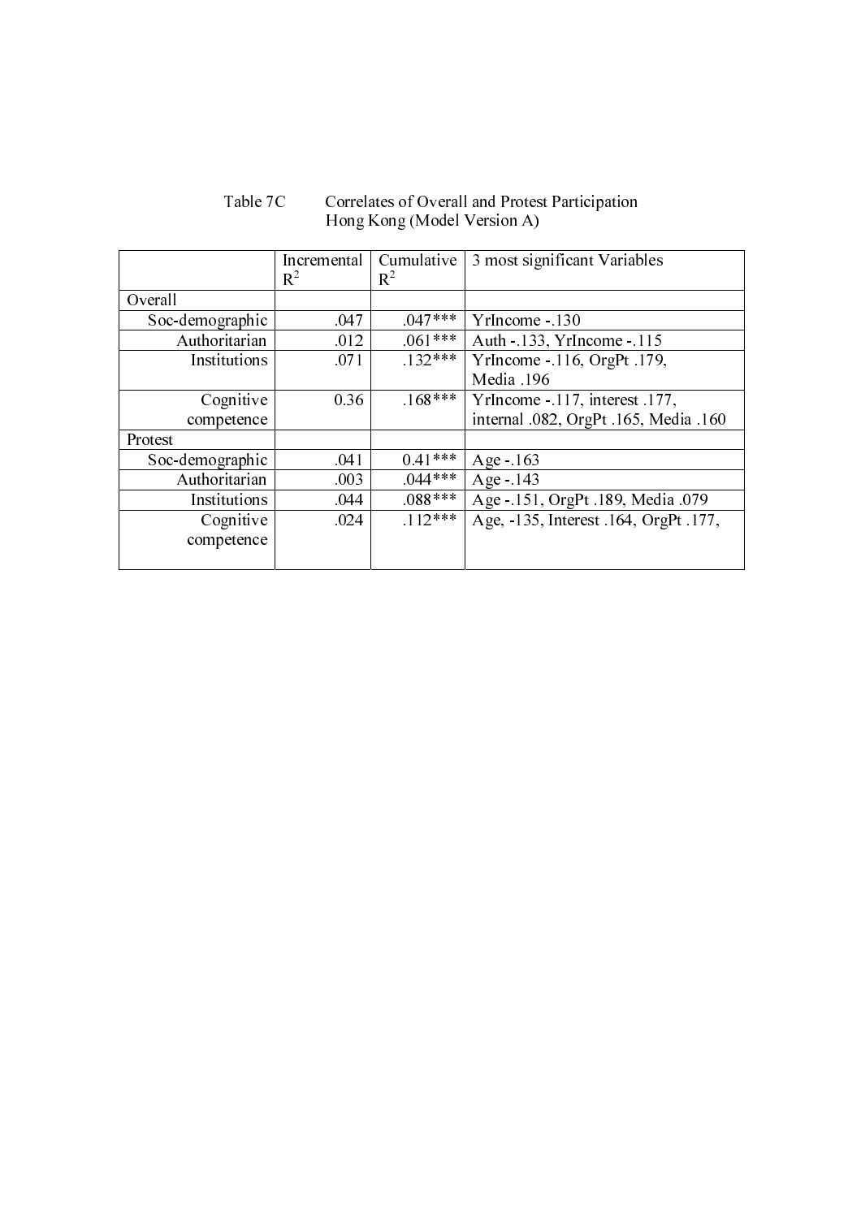Table 7C Correlates of Overall and Protest Participation
Hong Kong (Model Version A)

| | Incremental $R^2$ | Cumulative $R^2$ | 3 most significant Variables |
|---|---|---|---|
| Overall | | | |
| Soc-demographic | .047 | .047*** | YrIncome -.130 |
| Authoritarian | .012 | .061*** | Auth -.133, YrIncome -.115 |
| Institutions | .071 | .132*** | YrIncome -.116, OrgPt .179, Media .196 |
| Cognitive competence | 0.36 | .168*** | YrIncome -.117, interest .177, internal .082, OrgPt .165, Media .160 |
| Protest | | | |
| Soc-demographic | .041 | 0.41*** | Age -.163 |
| Authoritarian | .003 | .044*** | Age -.143 |
| Institutions | .044 | .088*** | Age -.151, OrgPt .189, Media .079 |
| Cognitive competence | .024 | .112*** | Age, -135, Interest .164, OrgPt .177, |